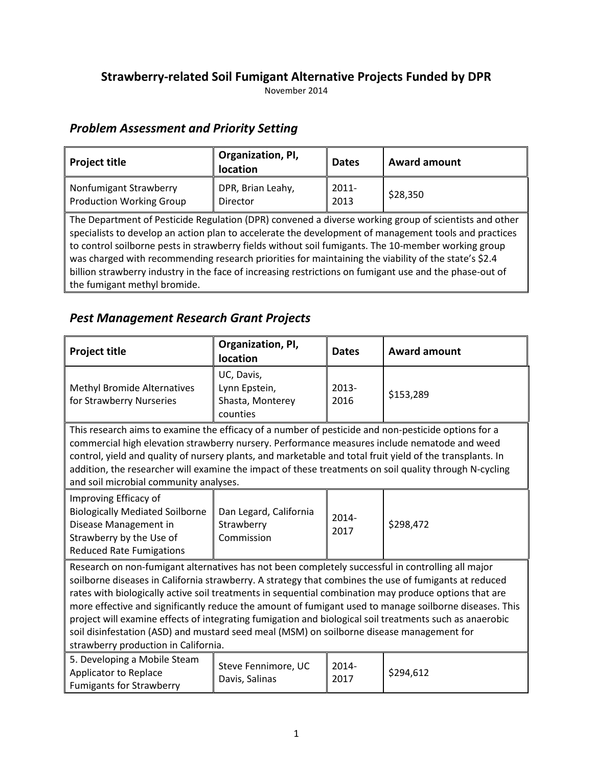# Strawberry-related Soil Fumigant Alternative Projects Funded by DPR

November 2014

## *Problem Assessment and Priority Setting*

| Project title | Organization, PI, location | Dates | Award amount |
|---|---|---|---|
| Nonfumigant Strawberry Production Working Group | DPR, Brian Leahy, Director | 2011-2013 | $28,350 |
| The Department of Pesticide Regulation (DPR) convened a diverse working group of scientists and other specialists to develop an action plan to accelerate the development of management tools and practices to control soilborne pests in strawberry fields without soil fumigants. The 10-member working group was charged with recommending research priorities for maintaining the viability of the state's $2.4 billion strawberry industry in the face of increasing restrictions on fumigant use and the phase-out of the fumigant methyl bromide. | | | |

## *Pest Management Research Grant Projects*

| Project title | Organization, PI, location | Dates | Award amount |
|---|---|---|---|
| Methyl Bromide Alternatives for Strawberry Nurseries | UC, Davis, Lynn Epstein, Shasta, Monterey counties | 2013-2016 | $153,289 |
| This research aims to examine the efficacy of a number of pesticide and non-pesticide options for a commercial high elevation strawberry nursery. Performance measures include nematode and weed control, yield and quality of nursery plants, and marketable and total fruit yield of the transplants. In addition, the researcher will examine the impact of these treatments on soil quality through N-cycling and soil microbial community analyses. | | | |
| Improving Efficacy of Biologically Mediated Soilborne Disease Management in Strawberry by the Use of Reduced Rate Fumigations | Dan Legard, California Strawberry Commission | 2014-2017 | $298,472 |
| Research on non-fumigant alternatives has not been completely successful in controlling all major soilborne diseases in California strawberry. A strategy that combines the use of fumigants at reduced rates with biologically active soil treatments in sequential combination may produce options that are more effective and significantly reduce the amount of fumigant used to manage soilborne diseases. This project will examine effects of integrating fumigation and biological soil treatments such as anaerobic soil disinfestation (ASD) and mustard seed meal (MSM) on soilborne disease management for strawberry production in California. | | | |
| 5. Developing a Mobile Steam Applicator to Replace Fumigants for Strawberry | Steve Fennimore, UC Davis, Salinas | 2014-2017 | $294,612 |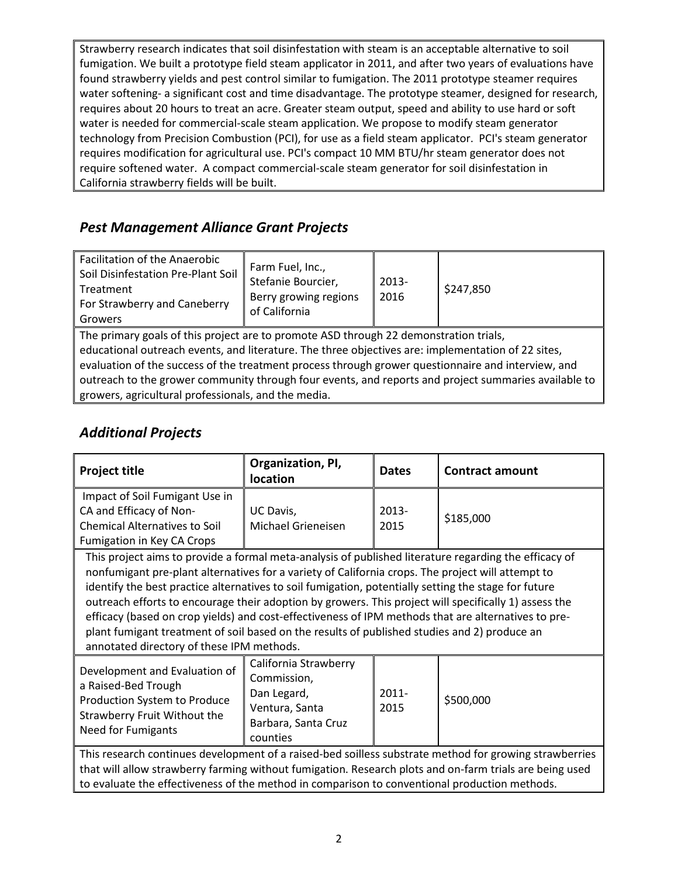Strawberry research indicates that soil disinfestation with steam is an acceptable alternative to soil fumigation. We built a prototype field steam applicator in 2011, and after two years of evaluations have found strawberry yields and pest control similar to fumigation. The 2011 prototype steamer requires water softening- a significant cost and time disadvantage. The prototype steamer, designed for research, requires about 20 hours to treat an acre. Greater steam output, speed and ability to use hard or soft water is needed for commercial-scale steam application. We propose to modify steam generator technology from Precision Combustion (PCI), for use as a field steam applicator. PCI's steam generator requires modification for agricultural use. PCI's compact 10 MM BTU/hr steam generator does not require softened water. A compact commercial-scale steam generator for soil disinfestation in California strawberry fields will be built.

## *Pest Management Alliance Grant Projects*

| | | | |
|---|---|---|---|
| Facilitation of the Anaerobic Soil Disinfestation Pre-Plant Soil Treatment For Strawberry and Caneberry Growers | Farm Fuel, Inc., Stefanie Bourcier, Berry growing regions of California | 2013-2016 | $247,850 |

The primary goals of this project are to promote ASD through 22 demonstration trials, educational outreach events, and literature. The three objectives are: implementation of 22 sites, evaluation of the success of the treatment process through grower questionnaire and interview, and outreach to the grower community through four events, and reports and project summaries available to growers, agricultural professionals, and the media.

## *Additional Projects*

| Project title | Organization, PI, location | Dates | Contract amount |
|---|---|---|---|
| Impact of Soil Fumigant Use in CA and Efficacy of Non-Chemical Alternatives to Soil Fumigation in Key CA Crops | UC Davis, Michael Grieneisen | 2013-2015 | $185,000 |

This project aims to provide a formal meta-analysis of published literature regarding the efficacy of nonfumigant pre-plant alternatives for a variety of California crops. The project will attempt to identify the best practice alternatives to soil fumigation, potentially setting the stage for future outreach efforts to encourage their adoption by growers. This project will specifically 1) assess the efficacy (based on crop yields) and cost-effectiveness of IPM methods that are alternatives to pre-plant fumigant treatment of soil based on the results of published studies and 2) produce an annotated directory of these IPM methods.

| | | | |
|---|---|---|---|
| Development and Evaluation of a Raised-Bed Trough Production System to Produce Strawberry Fruit Without the Need for Fumigants | California Strawberry Commission, Dan Legard, Ventura, Santa Barbara, Santa Cruz counties | 2011-2015 | $500,000 |

This research continues development of a raised-bed soilless substrate method for growing strawberries that will allow strawberry farming without fumigation. Research plots and on-farm trials are being used to evaluate the effectiveness of the method in comparison to conventional production methods.